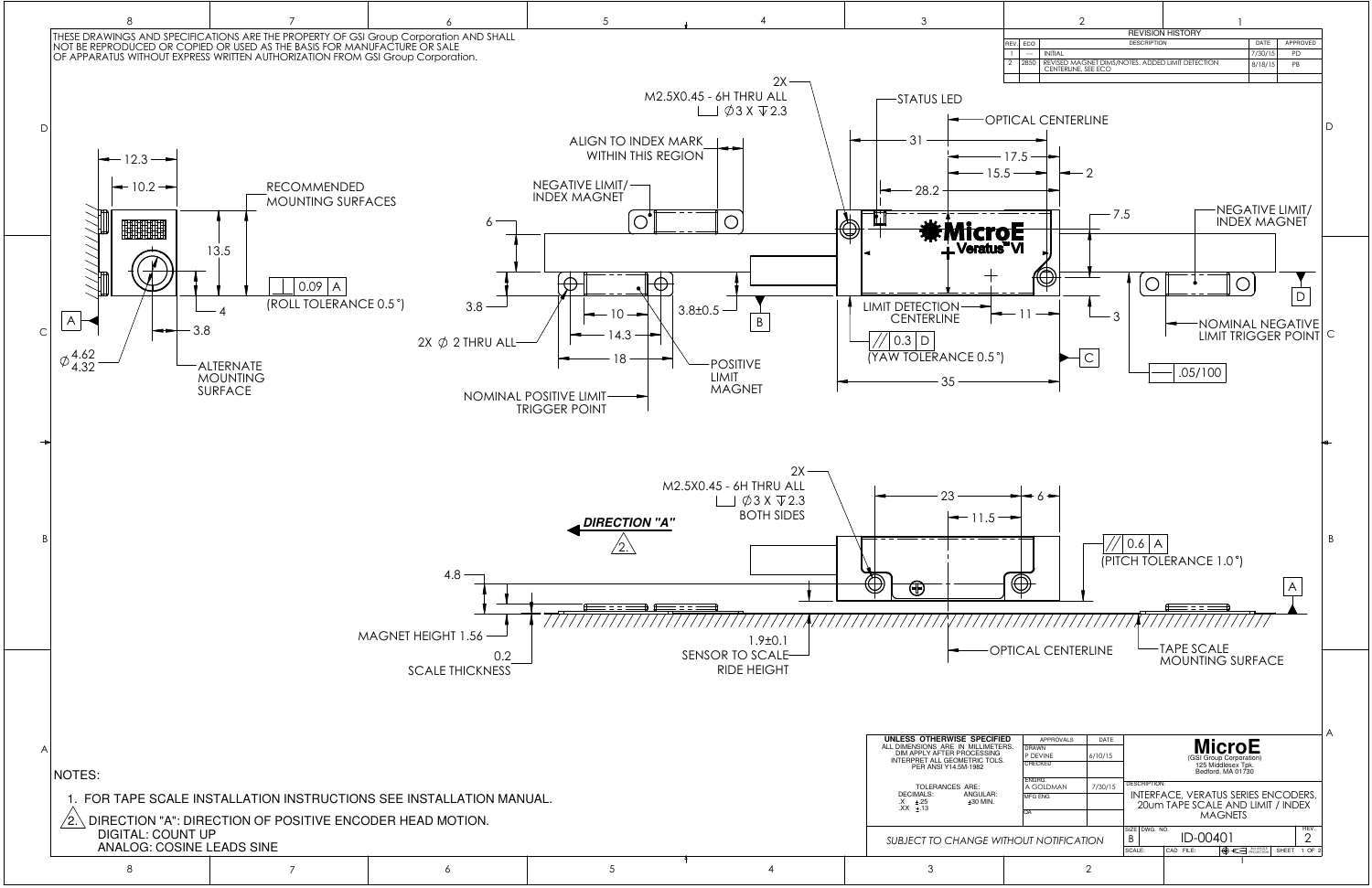THESE DRAWINGS AND SPECIFICATIONS ARE THE PROPERTY OF GSI Group Corporation AND SHALL NOT BE REPRODUCED OR COPIED OR USED AS THE BASIS FOR MANUFACTURE OR SALE OF APPARATUS WITHOUT EXPRESS WRITTEN AUTHORIZATION FROM GSI Group Corporation.

**REVISION HISTORY**

| REV. | ECO | DESCRIPTION | DATE | APPROVED |
|---|---|---|---|---|
| 1 | --- | INITIAL | 7/30/15 | PD |
| 2 | 2850 | REVISED MAGNET DIMS/NOTES. ADDED LIMIT DETECTION CENTERLINE. SEE ECO | 8/18/15 | PB |

2X M2.5X0.45 - 6H THRU ALL ⌴ Ø3 X ↧2.3

STATUS LED

OPTICAL CENTERLINE

ALIGN TO INDEX MARK WITHIN THIS REGION

NEGATIVE LIMIT/ INDEX MAGNET

RECOMMENDED MOUNTING SURFACES

12.3 — 10.2 — 13.5 — 4 — 3.8 — Ø 4.62 / 4.32

| | 0.09 | A | (ROLL TOLERANCE 0.5°)

ALTERNATE MOUNTING SURFACE

6 — 3.8 — 10 — 14.3 — 18 — 3.8±0.5 — B

2X Ø 2 THRU ALL

POSITIVE LIMIT MAGNET

NOMINAL POSITIVE LIMIT TRIGGER POINT

31 — 17.5 — 15.5 — 2 — 28.2 — 7.5 — 11 — 3 — 35

MicroE Veratus VI

LIMIT DETECTION CENTERLINE

// | 0.3 | D | (YAW TOLERANCE 0.5°)

C

NEGATIVE LIMIT/ INDEX MAGNET

D

NOMINAL NEGATIVE LIMIT TRIGGER POINT

— | .05/100

2X M2.5X0.45 - 6H THRU ALL ⌴ Ø3 X ↧2.3 BOTH SIDES

DIRECTION "A" (2)

23 — 11.5 — 6

// | 0.6 | A | (PITCH TOLERANCE 1.0°)

A

4.8

MAGNET HEIGHT 1.56

0.2 SCALE THICKNESS

1.9±0.1 SENSOR TO SCALE RIDE HEIGHT

OPTICAL CENTERLINE

TAPE SCALE MOUNTING SURFACE

NOTES:

1. FOR TAPE SCALE INSTALLATION INSTRUCTIONS SEE INSTALLATION MANUAL.
2. DIRECTION "A": DIRECTION OF POSITIVE ENCODER HEAD MOTION.
   DIGITAL: COUNT UP
   ANALOG: COSINE LEADS SINE

**UNLESS OTHERWISE SPECIFIED**
ALL DIMENSIONS ARE IN MILLIMETERS. DIM APPLY AFTER PROCESSING. INTERPRET ALL GEOMETRIC TOLS. PER ANSI Y14.5M-1982

TOLERANCES ARE:
DECIMALS: .X ±.25, .XX ±.13
ANGULAR: ±30 MIN.

| APPROVALS | | DATE |
|---|---|---|
| DRAWN | P DEVINE | 6/10/15 |
| CHECKED | | |
| ENGRG. | A GOLDMAN | 7/30/15 |
| MFG ENG. | | |
| QA | | |

*SUBJECT TO CHANGE WITHOUT NOTIFICATION*

**MicroE**
(GSI Group Corporation)
125 Middlesex Tpk.
Bedford, MA 01730

DESCRIPTION: INTERFACE, VERATUS SERIES ENCODERS, 20um TAPE SCALE AND LIMIT / INDEX MAGNETS

SIZE: B | DWG. NO. ID-00401 | REV. 2

SCALE: | CAD FILE: | SHEET 1 OF 2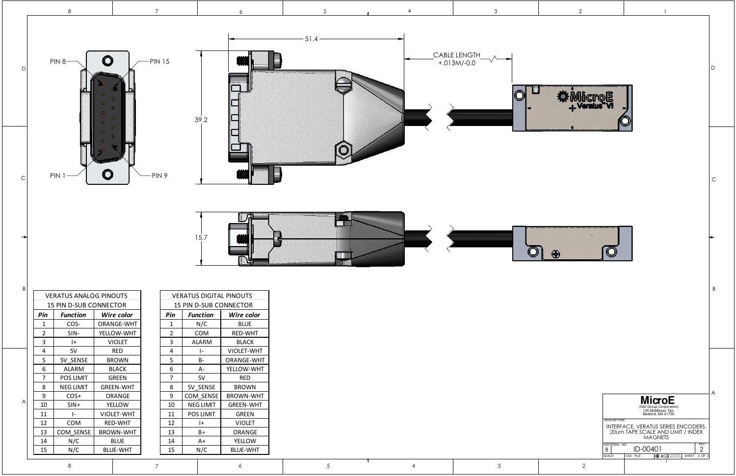PIN 8

PIN 15

PIN 1

PIN 9

51.4

39.2

15.7

CABLE LENGTH
+.013M/-0.0

| VERATUS ANALOG PINOUTS 15 PIN D-SUB CONNECTOR | | |
|---|---|---|
| ***Pin*** | ***Function*** | ***Wire color*** |
| 1 | COS- | ORANGE-WHT |
| 2 | SIN- | YELLOW-WHT |
| 3 | I+ | VIOLET |
| 4 | 5V | RED |
| 5 | 5V_SENSE | BROWN |
| 6 | ALARM | BLACK |
| 7 | POS LIMIT | GREEN |
| 8 | NEG LIMIT | GREEN-WHT |
| 9 | COS+ | ORANGE |
| 10 | SIN+ | YELLOW |
| 11 | I- | VIOLET-WHT |
| 12 | COM | RED-WHT |
| 13 | COM_SENSE | BROWN-WHT |
| 14 | N/C | BLUE |
| 15 | N/C | BLUE-WHT |

| VERATUS DIGITAL PINOUTS 15 PIN D-SUB CONNECTOR | | |
|---|---|---|
| ***Pin*** | ***Function*** | ***Wire color*** |
| 1 | N/C | BLUE |
| 2 | COM | RED-WHT |
| 3 | ALARM | BLACK |
| 4 | I- | VIOLET-WHT |
| 5 | B- | ORANGE-WHT |
| 6 | A- | YELLOW-WHT |
| 7 | 5V | RED |
| 8 | 5V_SENSE | BROWN |
| 9 | COM_SENSE | BROWN-WHT |
| 10 | NEG LIMIT | GREEN-WHT |
| 11 | POS LIMIT | GREEN |
| 12 | I+ | VIOLET |
| 13 | B+ | ORANGE |
| 14 | A+ | YELLOW |
| 15 | N/C | BLUE-WHT |

**MicroE**
(GSI Group Corporation)
125 Middlesex Tpk.
Bedford, MA 01730

DESCRIPTION:
INTERFACE, VERATUS SERIES ENCODERS, 20um TAPE SCALE AND LIMIT / INDEX MAGNETS

SIZE: B | DWG. NO.: ID-00401 | REV.: 2

SCALE: | CAD FILE: | SHEET 2 OF 2